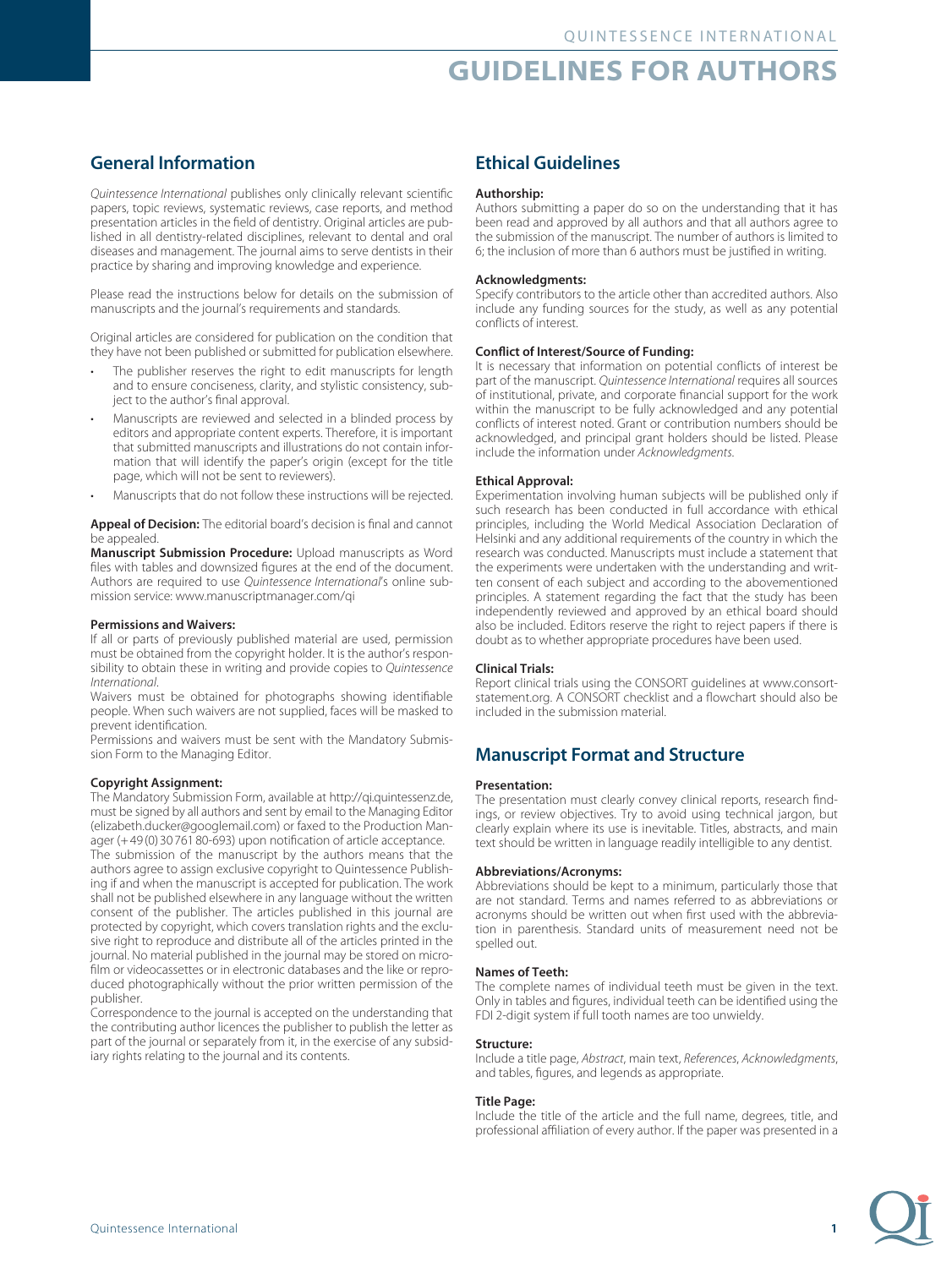# GUIDELINES FOR AUTHORS

## General Information

*Quintessence International* publishes only clinically relevant scientific papers, topic reviews, systematic reviews, case reports, and method presentation articles in the field of dentistry. Original articles are published in all dentistry-related disciplines, relevant to dental and oral diseases and management. The journal aims to serve dentists in their practice by sharing and improving knowledge and experience.

Please read the instructions below for details on the submission of manuscripts and the journal's requirements and standards.

Original articles are considered for publication on the condition that they have not been published or submitted for publication elsewhere.

- The publisher reserves the right to edit manuscripts for length and to ensure conciseness, clarity, and stylistic consistency, subject to the author's final approval.
- Manuscripts are reviewed and selected in a blinded process by editors and appropriate content experts. Therefore, it is important that submitted manuscripts and illustrations do not contain information that will identify the paper's origin (except for the title page, which will not be sent to reviewers).
- Manuscripts that do not follow these instructions will be rejected.

**Appeal of Decision:** The editorial board's decision is final and cannot be appealed.

**Manuscript Submission Procedure:** Upload manuscripts as Word files with tables and downsized figures at the end of the document. Authors are required to use *Quintessence International*'s online submission service: www.manuscriptmanager.com/qi

**Permissions and Waivers:**

If all or parts of previously published material are used, permission must be obtained from the copyright holder. It is the author's responsibility to obtain these in writing and provide copies to *Quintessence International*.

Waivers must be obtained for photographs showing identifiable people. When such waivers are not supplied, faces will be masked to prevent identification.

Permissions and waivers must be sent with the Mandatory Submission Form to the Managing Editor.

**Copyright Assignment:**

The Mandatory Submission Form, available at http://qi.quintessenz.de, must be signed by all authors and sent by email to the Managing Editor (elizabeth.ducker@googlemail.com) or faxed to the Production Manager (+49 (0) 30 761 80-693) upon notification of article acceptance.

The submission of the manuscript by the authors means that the authors agree to assign exclusive copyright to Quintessence Publishing if and when the manuscript is accepted for publication. The work shall not be published elsewhere in any language without the written consent of the publisher. The articles published in this journal are protected by copyright, which covers translation rights and the exclusive right to reproduce and distribute all of the articles printed in the journal. No material published in the journal may be stored on microfilm or videocassettes or in electronic databases and the like or reproduced photographically without the prior written permission of the publisher.

Correspondence to the journal is accepted on the understanding that the contributing author licences the publisher to publish the letter as part of the journal or separately from it, in the exercise of any subsidiary rights relating to the journal and its contents.

## Ethical Guidelines

**Authorship:**

Authors submitting a paper do so on the understanding that it has been read and approved by all authors and that all authors agree to the submission of the manuscript. The number of authors is limited to 6; the inclusion of more than 6 authors must be justified in writing.

**Acknowledgments:**

Specify contributors to the article other than accredited authors. Also include any funding sources for the study, as well as any potential conflicts of interest.

**Conflict of Interest/Source of Funding:**

It is necessary that information on potential conflicts of interest be part of the manuscript. *Quintessence International* requires all sources of institutional, private, and corporate financial support for the work within the manuscript to be fully acknowledged and any potential conflicts of interest noted. Grant or contribution numbers should be acknowledged, and principal grant holders should be listed. Please include the information under *Acknowledgments*.

**Ethical Approval:**

Experimentation involving human subjects will be published only if such research has been conducted in full accordance with ethical principles, including the World Medical Association Declaration of Helsinki and any additional requirements of the country in which the research was conducted. Manuscripts must include a statement that the experiments were undertaken with the understanding and written consent of each subject and according to the abovementioned principles. A statement regarding the fact that the study has been independently reviewed and approved by an ethical board should also be included. Editors reserve the right to reject papers if there is doubt as to whether appropriate procedures have been used.

**Clinical Trials:**

Report clinical trials using the CONSORT guidelines at www.consort-statement.org. A CONSORT checklist and a flowchart should also be included in the submission material.

## Manuscript Format and Structure

**Presentation:**

The presentation must clearly convey clinical reports, research findings, or review objectives. Try to avoid using technical jargon, but clearly explain where its use is inevitable. Titles, abstracts, and main text should be written in language readily intelligible to any dentist.

**Abbreviations/Acronyms:**

Abbreviations should be kept to a minimum, particularly those that are not standard. Terms and names referred to as abbreviations or acronyms should be written out when first used with the abbreviation in parenthesis. Standard units of measurement need not be spelled out.

**Names of Teeth:**

The complete names of individual teeth must be given in the text. Only in tables and figures, individual teeth can be identified using the FDI 2-digit system if full tooth names are too unwieldy.

**Structure:**

Include a title page, *Abstract*, main text, *References*, *Acknowledgments*, and tables, figures, and legends as appropriate.

**Title Page:**

Include the title of the article and the full name, degrees, title, and professional affiliation of every author. If the paper was presented in a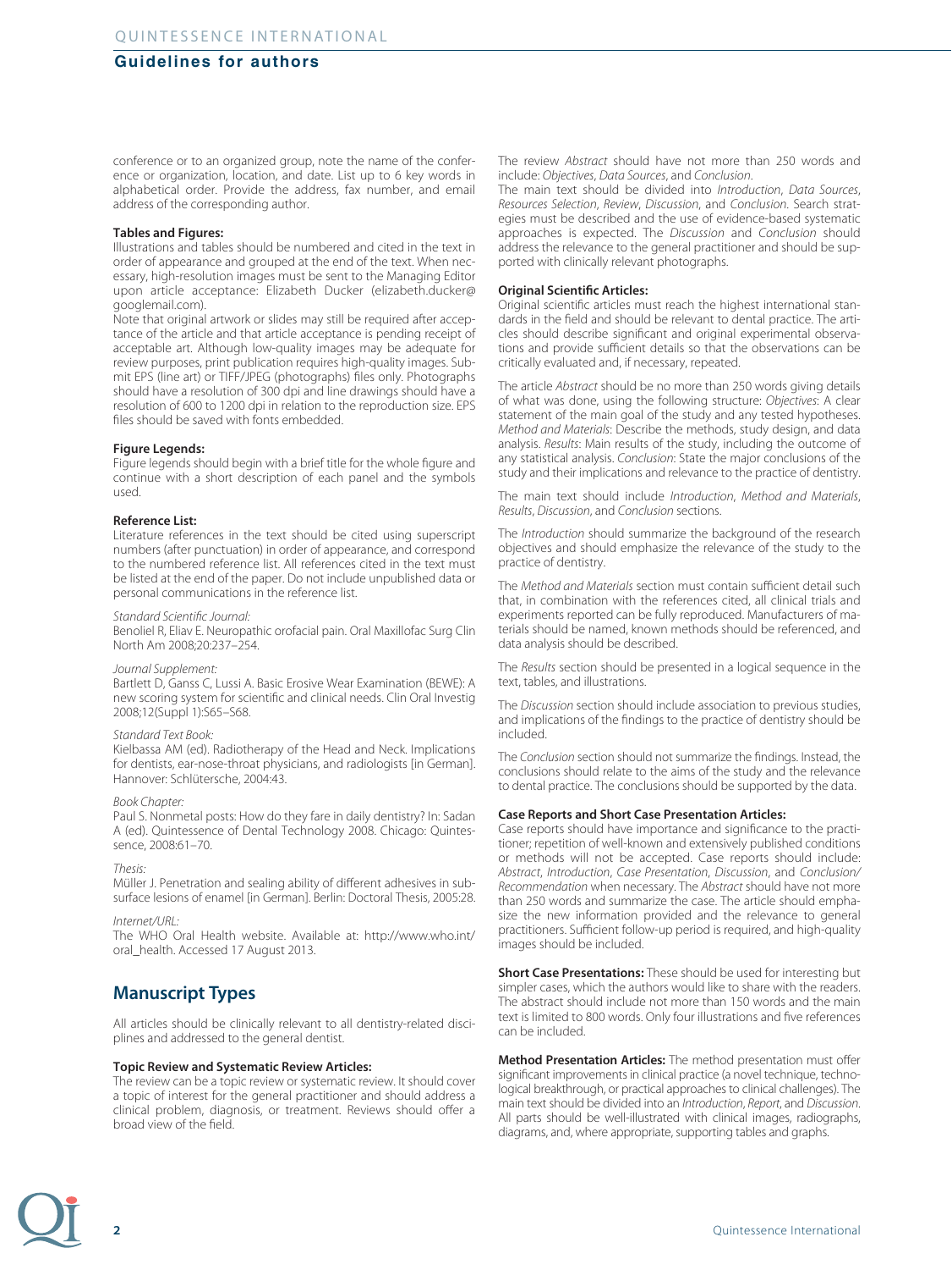conference or to an organized group, note the name of the conference or organization, location, and date. List up to 6 key words in alphabetical order. Provide the address, fax number, and email address of the corresponding author.

**Tables and Figures:**
Illustrations and tables should be numbered and cited in the text in order of appearance and grouped at the end of the text. When necessary, high-resolution images must be sent to the Managing Editor upon article acceptance: Elizabeth Ducker (elizabeth.ducker@googlemail.com).
Note that original artwork or slides may still be required after acceptance of the article and that article acceptance is pending receipt of acceptable art. Although low-quality images may be adequate for review purposes, print publication requires high-quality images. Submit EPS (line art) or TIFF/JPEG (photographs) files only. Photographs should have a resolution of 300 dpi and line drawings should have a resolution of 600 to 1200 dpi in relation to the reproduction size. EPS files should be saved with fonts embedded.

**Figure Legends:**
Figure legends should begin with a brief title for the whole figure and continue with a short description of each panel and the symbols used.

**Reference List:**
Literature references in the text should be cited using superscript numbers (after punctuation) in order of appearance, and correspond to the numbered reference list. All references cited in the text must be listed at the end of the paper. Do not include unpublished data or personal communications in the reference list.

*Standard Scientific Journal:*
Benoliel R, Eliav E. Neuropathic orofacial pain. Oral Maxillofac Surg Clin North Am 2008;20:237–254.

*Journal Supplement:*
Bartlett D, Ganss C, Lussi A. Basic Erosive Wear Examination (BEWE): A new scoring system for scientific and clinical needs. Clin Oral Investig 2008;12(Suppl 1):S65–S68.

*Standard Text Book:*
Kielbassa AM (ed). Radiotherapy of the Head and Neck. Implications for dentists, ear-nose-throat physicians, and radiologists [in German]. Hannover: Schlütersche, 2004:43.

*Book Chapter:*
Paul S. Nonmetal posts: How do they fare in daily dentistry? In: Sadan A (ed). Quintessence of Dental Technology 2008. Chicago: Quintessence, 2008:61–70.

*Thesis:*
Müller J. Penetration and sealing ability of different adhesives in subsurface lesions of enamel [in German]. Berlin: Doctoral Thesis, 2005:28.

*Internet/URL:*
The WHO Oral Health website. Available at: http://www.who.int/oral_health. Accessed 17 August 2013.

## Manuscript Types

All articles should be clinically relevant to all dentistry-related disciplines and addressed to the general dentist.

**Topic Review and Systematic Review Articles:**
The review can be a topic review or systematic review. It should cover a topic of interest for the general practitioner and should address a clinical problem, diagnosis, or treatment. Reviews should offer a broad view of the field.

The review *Abstract* should have not more than 250 words and include: *Objectives*, *Data Sources*, and *Conclusion*.
The main text should be divided into *Introduction*, *Data Sources*, *Resources Selection*, *Review*, *Discussion*, and *Conclusion*. Search strategies must be described and the use of evidence-based systematic approaches is expected. The *Discussion* and *Conclusion* should address the relevance to the general practitioner and should be supported with clinically relevant photographs.

**Original Scientific Articles:**
Original scientific articles must reach the highest international standards in the field and should be relevant to dental practice. The articles should describe significant and original experimental observations and provide sufficient details so that the observations can be critically evaluated and, if necessary, repeated.

The article *Abstract* should be no more than 250 words giving details of what was done, using the following structure: *Objectives*: A clear statement of the main goal of the study and any tested hypotheses. *Method and Materials*: Describe the methods, study design, and data analysis. *Results*: Main results of the study, including the outcome of any statistical analysis. *Conclusion*: State the major conclusions of the study and their implications and relevance to the practice of dentistry.

The main text should include *Introduction*, *Method and Materials*, *Results*, *Discussion*, and *Conclusion* sections.

The *Introduction* should summarize the background of the research objectives and should emphasize the relevance of the study to the practice of dentistry.

The *Method and Materials* section must contain sufficient detail such that, in combination with the references cited, all clinical trials and experiments reported can be fully reproduced. Manufacturers of materials should be named, known methods should be referenced, and data analysis should be described.

The *Results* section should be presented in a logical sequence in the text, tables, and illustrations.

The *Discussion* section should include association to previous studies, and implications of the findings to the practice of dentistry should be included.

The *Conclusion* section should not summarize the findings. Instead, the conclusions should relate to the aims of the study and the relevance to dental practice. The conclusions should be supported by the data.

**Case Reports and Short Case Presentation Articles:**
Case reports should have importance and significance to the practitioner; repetition of well-known and extensively published conditions or methods will not be accepted. Case reports should include: *Abstract*, *Introduction*, *Case Presentation*, *Discussion*, and *Conclusion/Recommendation* when necessary. The *Abstract* should have not more than 250 words and summarize the case. The article should emphasize the new information provided and the relevance to general practitioners. Sufficient follow-up period is required, and high-quality images should be included.

**Short Case Presentations:** These should be used for interesting but simpler cases, which the authors would like to share with the readers. The abstract should include not more than 150 words and the main text is limited to 800 words. Only four illustrations and five references can be included.

**Method Presentation Articles:** The method presentation must offer significant improvements in clinical practice (a novel technique, technological breakthrough, or practical approaches to clinical challenges). The main text should be divided into an *Introduction*, *Report*, and *Discussion*. All parts should be well-illustrated with clinical images, radiographs, diagrams, and, where appropriate, supporting tables and graphs.